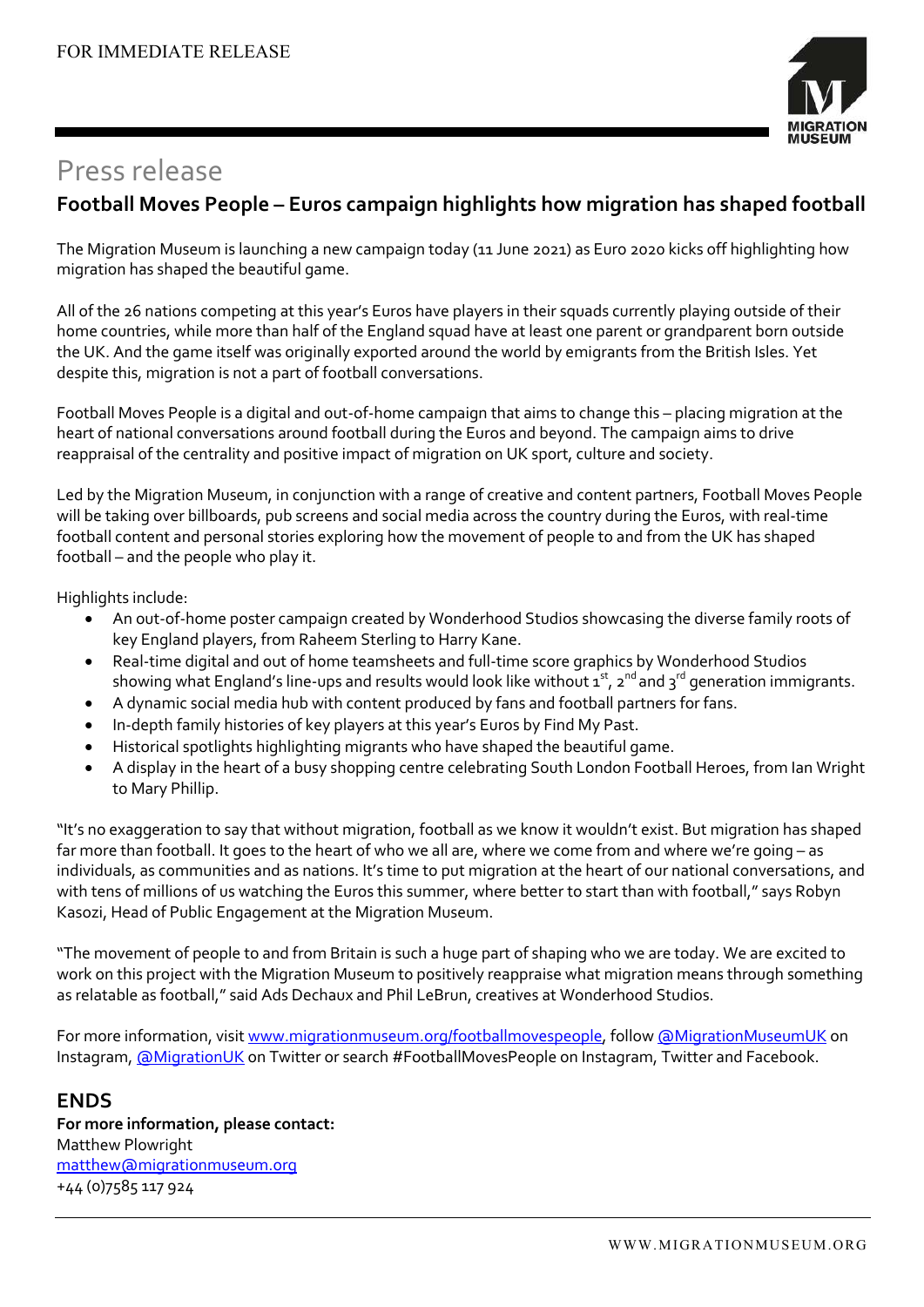FOR IMMEDIATE RELEASE

# Press release

## Football Moves People – Euros campaign highlights how migration has shaped football

The Migration Museum is launching a new campaign today (11 June 2021) as Euro 2020 kicks off highlighting how migration has shaped the beautiful game.

All of the 26 nations competing at this year's Euros have players in their squads currently playing outside of their home countries, while more than half of the England squad have at least one parent or grandparent born outside the UK. And the game itself was originally exported around the world by emigrants from the British Isles. Yet despite this, migration is not a part of football conversations.

Football Moves People is a digital and out-of-home campaign that aims to change this – placing migration at the heart of national conversations around football during the Euros and beyond. The campaign aims to drive reappraisal of the centrality and positive impact of migration on UK sport, culture and society.

Led by the Migration Museum, in conjunction with a range of creative and content partners, Football Moves People will be taking over billboards, pub screens and social media across the country during the Euros, with real-time football content and personal stories exploring how the movement of people to and from the UK has shaped football – and the people who play it.

Highlights include:

- An out-of-home poster campaign created by Wonderhood Studios showcasing the diverse family roots of key England players, from Raheem Sterling to Harry Kane.
- Real-time digital and out of home teamsheets and full-time score graphics by Wonderhood Studios showing what England's line-ups and results would look like without 1st, 2nd and 3rd generation immigrants.
- A dynamic social media hub with content produced by fans and football partners for fans.
- In-depth family histories of key players at this year's Euros by Find My Past.
- Historical spotlights highlighting migrants who have shaped the beautiful game.
- A display in the heart of a busy shopping centre celebrating South London Football Heroes, from Ian Wright to Mary Phillip.

"It's no exaggeration to say that without migration, football as we know it wouldn't exist. But migration has shaped far more than football. It goes to the heart of who we all are, where we come from and where we're going – as individuals, as communities and as nations. It's time to put migration at the heart of our national conversations, and with tens of millions of us watching the Euros this summer, where better to start than with football," says Robyn Kasozi, Head of Public Engagement at the Migration Museum.

"The movement of people to and from Britain is such a huge part of shaping who we are today. We are excited to work on this project with the Migration Museum to positively reappraise what migration means through something as relatable as football," said Ads Dechaux and Phil LeBrun, creatives at Wonderhood Studios.

For more information, visit www.migrationmuseum.org/footballmovespeople, follow @MigrationMuseumUK on Instagram, @MigrationUK on Twitter or search #FootballMovesPeople on Instagram, Twitter and Facebook.

## ENDS

**For more information, please contact:**
Matthew Plowright
matthew@migrationmuseum.org
+44 (0)7585 117 924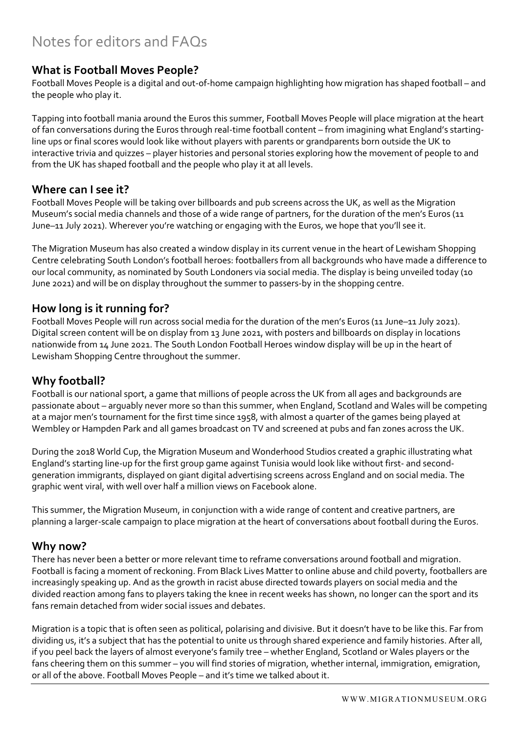# Notes for editors and FAQs

## What is Football Moves People?

Football Moves People is a digital and out-of-home campaign highlighting how migration has shaped football – and the people who play it.

Tapping into football mania around the Euros this summer, Football Moves People will place migration at the heart of fan conversations during the Euros through real-time football content – from imagining what England's starting-line ups or final scores would look like without players with parents or grandparents born outside the UK to interactive trivia and quizzes – player histories and personal stories exploring how the movement of people to and from the UK has shaped football and the people who play it at all levels.

## Where can I see it?

Football Moves People will be taking over billboards and pub screens across the UK, as well as the Migration Museum's social media channels and those of a wide range of partners, for the duration of the men's Euros (11 June–11 July 2021). Wherever you're watching or engaging with the Euros, we hope that you'll see it.

The Migration Museum has also created a window display in its current venue in the heart of Lewisham Shopping Centre celebrating South London's football heroes: footballers from all backgrounds who have made a difference to our local community, as nominated by South Londoners via social media. The display is being unveiled today (10 June 2021) and will be on display throughout the summer to passers-by in the shopping centre.

## How long is it running for?

Football Moves People will run across social media for the duration of the men's Euros (11 June–11 July 2021). Digital screen content will be on display from 13 June 2021, with posters and billboards on display in locations nationwide from 14 June 2021. The South London Football Heroes window display will be up in the heart of Lewisham Shopping Centre throughout the summer.

## Why football?

Football is our national sport, a game that millions of people across the UK from all ages and backgrounds are passionate about – arguably never more so than this summer, when England, Scotland and Wales will be competing at a major men's tournament for the first time since 1958, with almost a quarter of the games being played at Wembley or Hampden Park and all games broadcast on TV and screened at pubs and fan zones across the UK.

During the 2018 World Cup, the Migration Museum and Wonderhood Studios created a graphic illustrating what England's starting line-up for the first group game against Tunisia would look like without first- and second-generation immigrants, displayed on giant digital advertising screens across England and on social media. The graphic went viral, with well over half a million views on Facebook alone.

This summer, the Migration Museum, in conjunction with a wide range of content and creative partners, are planning a larger-scale campaign to place migration at the heart of conversations about football during the Euros.

## Why now?

There has never been a better or more relevant time to reframe conversations around football and migration. Football is facing a moment of reckoning. From Black Lives Matter to online abuse and child poverty, footballers are increasingly speaking up. And as the growth in racist abuse directed towards players on social media and the divided reaction among fans to players taking the knee in recent weeks has shown, no longer can the sport and its fans remain detached from wider social issues and debates.

Migration is a topic that is often seen as political, polarising and divisive. But it doesn't have to be like this. Far from dividing us, it's a subject that has the potential to unite us through shared experience and family histories. After all, if you peel back the layers of almost everyone's family tree – whether England, Scotland or Wales players or the fans cheering them on this summer – you will find stories of migration, whether internal, immigration, emigration, or all of the above. Football Moves People – and it's time we talked about it.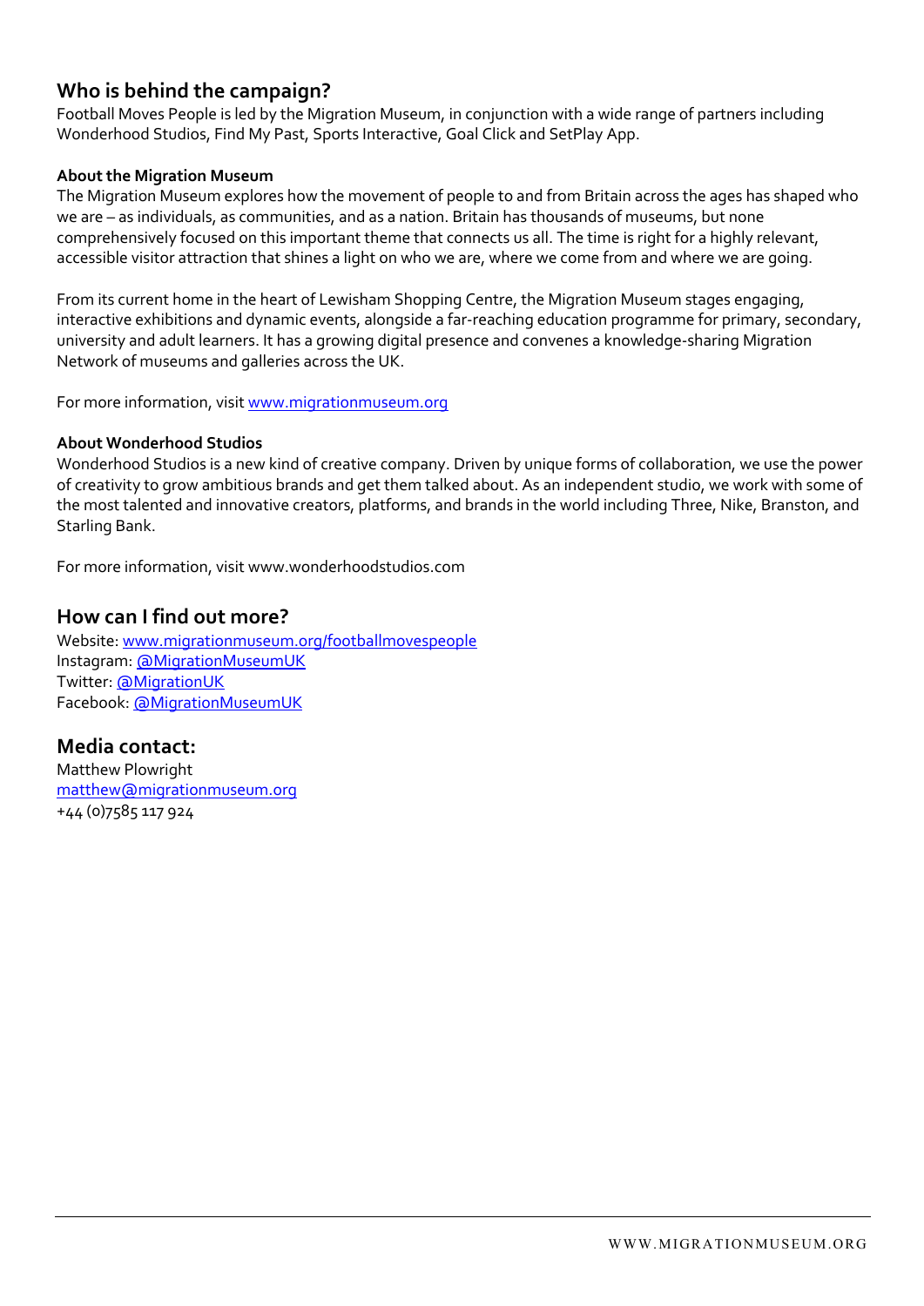## Who is behind the campaign?

Football Moves People is led by the Migration Museum, in conjunction with a wide range of partners including Wonderhood Studios, Find My Past, Sports Interactive, Goal Click and SetPlay App.

### About the Migration Museum

The Migration Museum explores how the movement of people to and from Britain across the ages has shaped who we are – as individuals, as communities, and as a nation. Britain has thousands of museums, but none comprehensively focused on this important theme that connects us all. The time is right for a highly relevant, accessible visitor attraction that shines a light on who we are, where we come from and where we are going.

From its current home in the heart of Lewisham Shopping Centre, the Migration Museum stages engaging, interactive exhibitions and dynamic events, alongside a far-reaching education programme for primary, secondary, university and adult learners. It has a growing digital presence and convenes a knowledge-sharing Migration Network of museums and galleries across the UK.

For more information, visit [www.migrationmuseum.org](http://www.migrationmuseum.org)

### About Wonderhood Studios

Wonderhood Studios is a new kind of creative company. Driven by unique forms of collaboration, we use the power of creativity to grow ambitious brands and get them talked about. As an independent studio, we work with some of the most talented and innovative creators, platforms, and brands in the world including Three, Nike, Branston, and Starling Bank.

For more information, visit www.wonderhoodstudios.com

## How can I find out more?

Website: [www.migrationmuseum.org/footballmovespeople](http://www.migrationmuseum.org/footballmovespeople)
Instagram: @MigrationMuseumUK
Twitter: @MigrationUK
Facebook: @MigrationMuseumUK

## Media contact:

Matthew Plowright
[matthew@migrationmuseum.org](mailto:matthew@migrationmuseum.org)
+44 (0)7585 117 924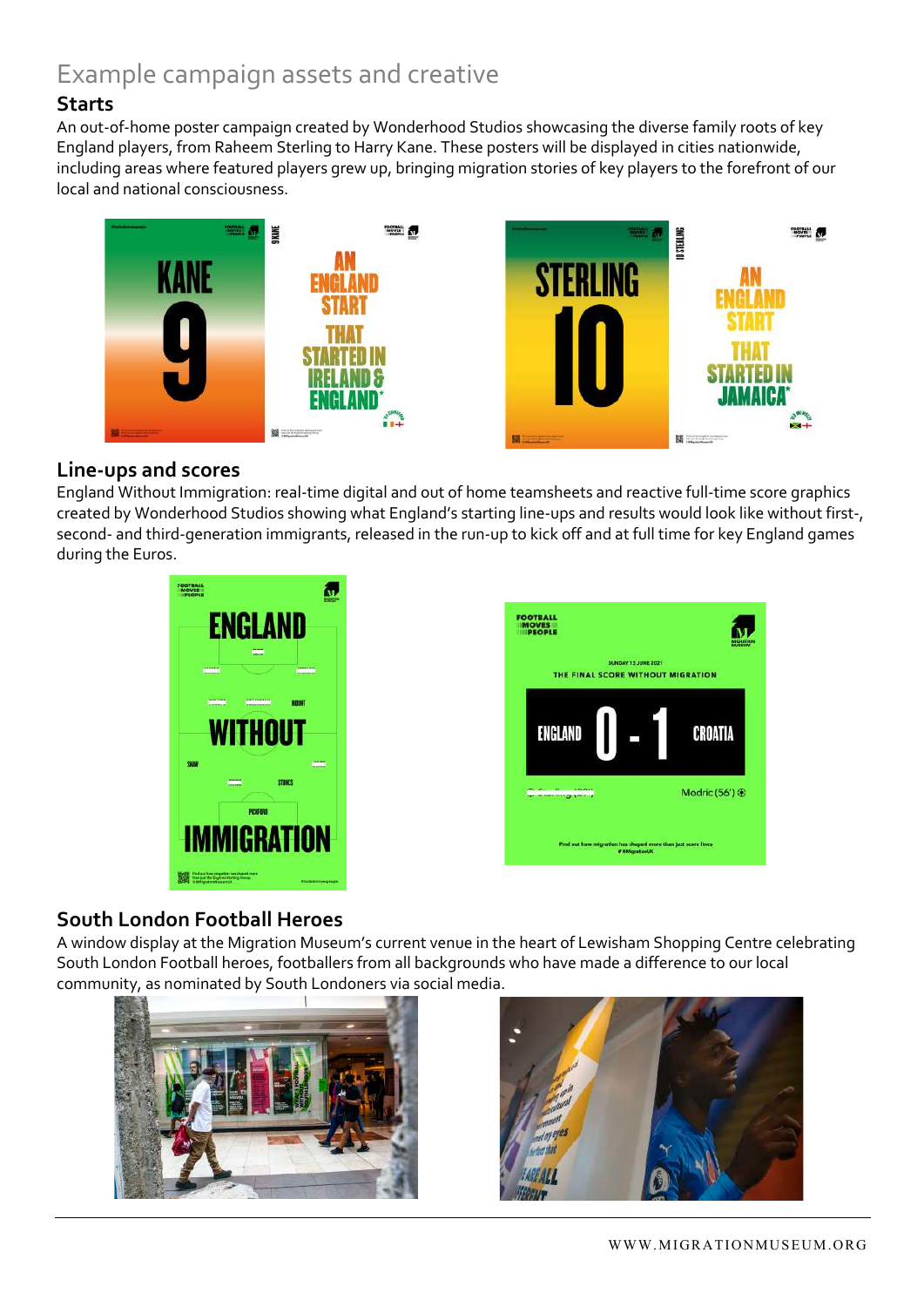# Example campaign assets and creative

## Starts

An out-of-home poster campaign created by Wonderhood Studios showcasing the diverse family roots of key England players, from Raheem Sterling to Harry Kane. These posters will be displayed in cities nationwide, including areas where featured players grew up, bringing migration stories of key players to the forefront of our local and national consciousness.

## Line-ups and scores

England Without Immigration: real-time digital and out of home teamsheets and reactive full-time score graphics created by Wonderhood Studios showing what England's starting line-ups and results would look like without first-, second- and third-generation immigrants, released in the run-up to kick off and at full time for key England games during the Euros.

## South London Football Heroes

A window display at the Migration Museum's current venue in the heart of Lewisham Shopping Centre celebrating South London Football heroes, footballers from all backgrounds who have made a difference to our local community, as nominated by South Londoners via social media.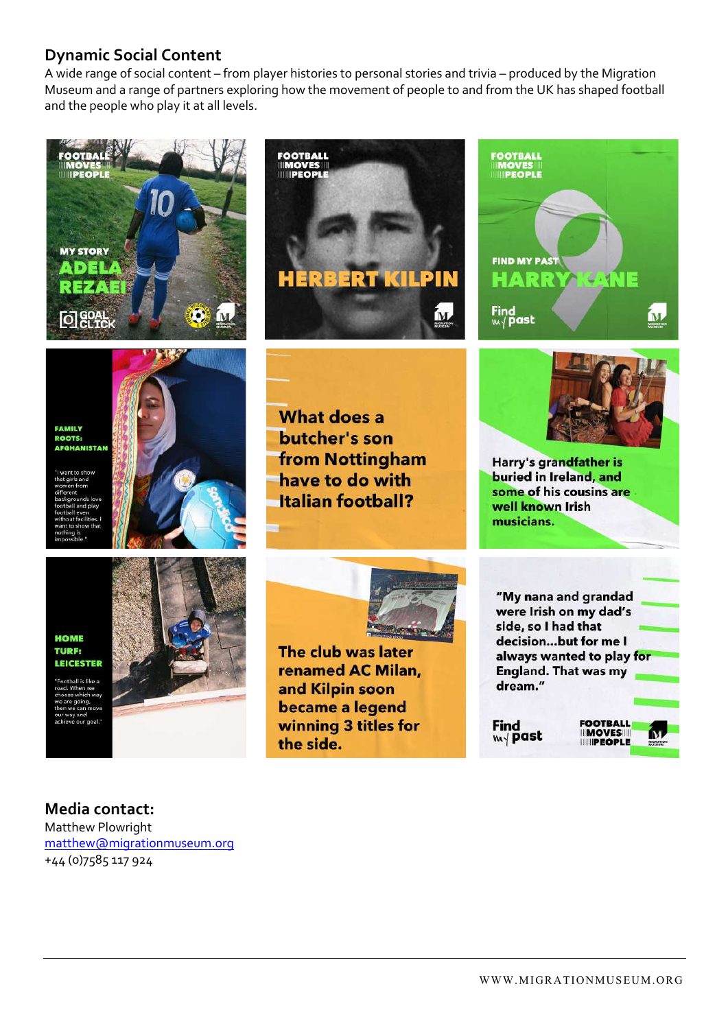## Dynamic Social Content

A wide range of social content – from player histories to personal stories and trivia – produced by the Migration Museum and a range of partners exploring how the movement of people to and from the UK has shaped football and the people who play it at all levels.

FOOTBALL MOVES PEOPLE

MY STORY
ADELA REZAEI

GOAL CLICK

FOOTBALL MOVES PEOPLE

HERBERT KILPIN

FOOTBALL MOVES PEOPLE

FIND MY PAST
HARRY KANE

Find my past

FAMILY ROOTS: AFGHANISTAN

"I want to show that girls and women from different backgrounds love football and play football even without facilities. I want to show that nothing is impossible."

What does a butcher's son from Nottingham have to do with Italian football?

Harry's grandfather is buried in Ireland, and some of his cousins are well known Irish musicians.

HOME TURF: LEICESTER

"Football is like a road. When we choose which way we are going, then we can move our way and achieve our goal."

The club was later renamed AC Milan, and Kilpin soon became a legend winning 3 titles for the side.

"My nana and grandad were Irish on my dad's side, so I had that decision...but for me I always wanted to play for England. That was my dream."

Find my past

FOOTBALL MOVES PEOPLE

## Media contact:

Matthew Plowright
matthew@migrationmuseum.org
+44 (0)7585 117 924

WWW.MIGRATIONMUSEUM.ORG